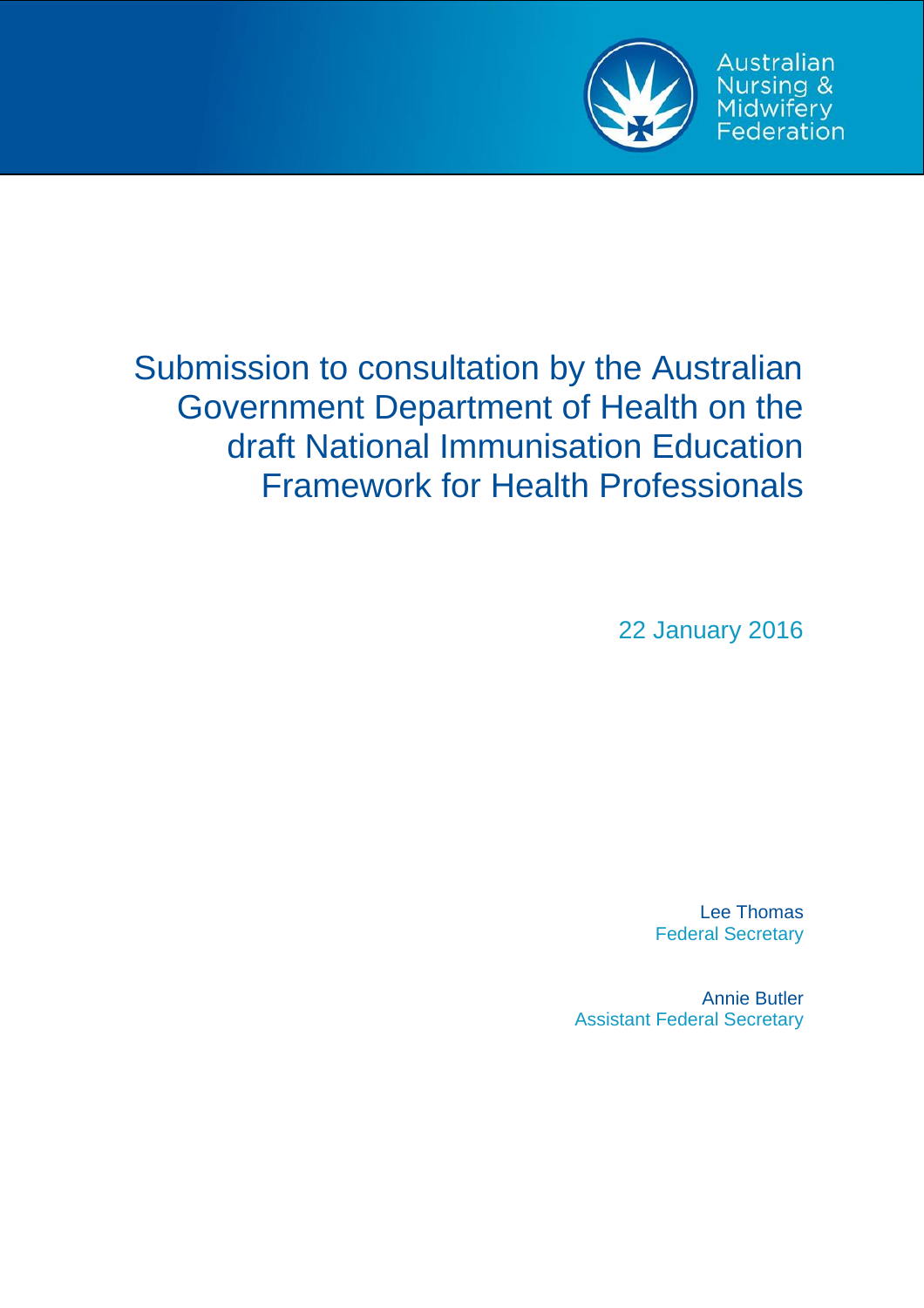Australian Nursing & Midwifery Federation

# Submission to consultation by the Australian Government Department of Health on the draft National Immunisation Education Framework for Health Professionals

22 January 2016

Lee Thomas
Federal Secretary

Annie Butler
Assistant Federal Secretary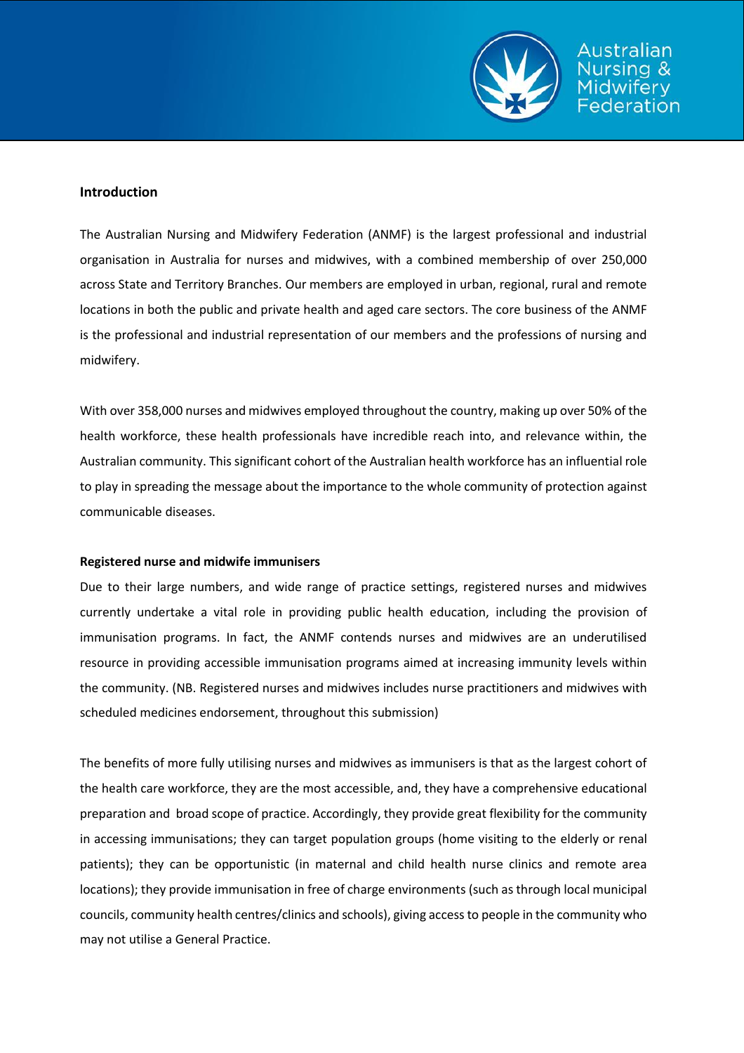## Introduction

The Australian Nursing and Midwifery Federation (ANMF) is the largest professional and industrial organisation in Australia for nurses and midwives, with a combined membership of over 250,000 across State and Territory Branches. Our members are employed in urban, regional, rural and remote locations in both the public and private health and aged care sectors. The core business of the ANMF is the professional and industrial representation of our members and the professions of nursing and midwifery.

With over 358,000 nurses and midwives employed throughout the country, making up over 50% of the health workforce, these health professionals have incredible reach into, and relevance within, the Australian community. This significant cohort of the Australian health workforce has an influential role to play in spreading the message about the importance to the whole community of protection against communicable diseases.

**Registered nurse and midwife immunisers**

Due to their large numbers, and wide range of practice settings, registered nurses and midwives currently undertake a vital role in providing public health education, including the provision of immunisation programs. In fact, the ANMF contends nurses and midwives are an underutilised resource in providing accessible immunisation programs aimed at increasing immunity levels within the community. (NB. Registered nurses and midwives includes nurse practitioners and midwives with scheduled medicines endorsement, throughout this submission)

The benefits of more fully utilising nurses and midwives as immunisers is that as the largest cohort of the health care workforce, they are the most accessible, and, they have a comprehensive educational preparation and broad scope of practice. Accordingly, they provide great flexibility for the community in accessing immunisations; they can target population groups (home visiting to the elderly or renal patients); they can be opportunistic (in maternal and child health nurse clinics and remote area locations); they provide immunisation in free of charge environments (such as through local municipal councils, community health centres/clinics and schools), giving access to people in the community who may not utilise a General Practice.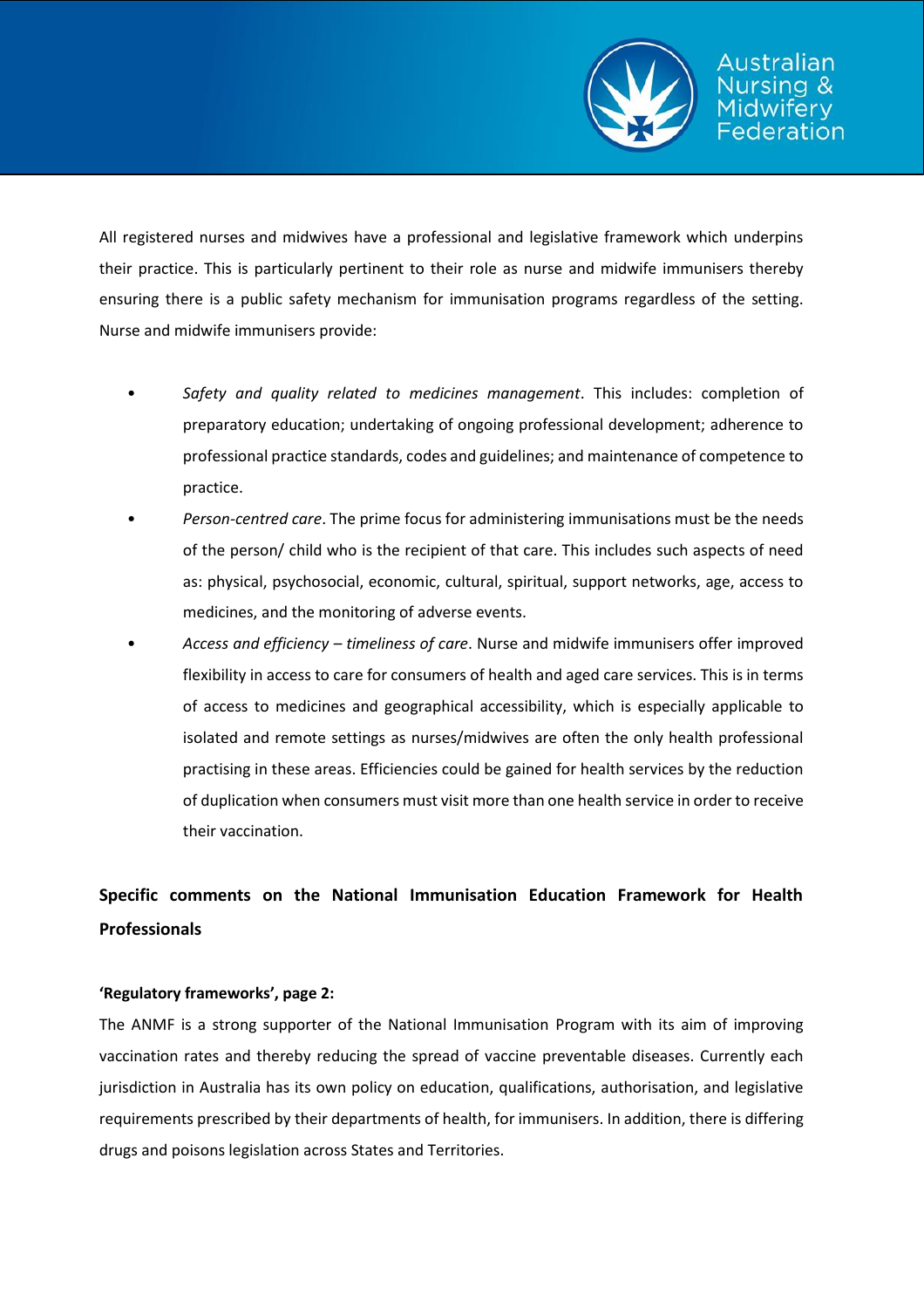All registered nurses and midwives have a professional and legislative framework which underpins their practice. This is particularly pertinent to their role as nurse and midwife immunisers thereby ensuring there is a public safety mechanism for immunisation programs regardless of the setting. Nurse and midwife immunisers provide:

- *Safety and quality related to medicines management*. This includes: completion of preparatory education; undertaking of ongoing professional development; adherence to professional practice standards, codes and guidelines; and maintenance of competence to practice.
- *Person-centred care*. The prime focus for administering immunisations must be the needs of the person/ child who is the recipient of that care. This includes such aspects of need as: physical, psychosocial, economic, cultural, spiritual, support networks, age, access to medicines, and the monitoring of adverse events.
- *Access and efficiency – timeliness of care*. Nurse and midwife immunisers offer improved flexibility in access to care for consumers of health and aged care services. This is in terms of access to medicines and geographical accessibility, which is especially applicable to isolated and remote settings as nurses/midwives are often the only health professional practising in these areas. Efficiencies could be gained for health services by the reduction of duplication when consumers must visit more than one health service in order to receive their vaccination.

## Specific comments on the National Immunisation Education Framework for Health Professionals

**'Regulatory frameworks', page 2:**

The ANMF is a strong supporter of the National Immunisation Program with its aim of improving vaccination rates and thereby reducing the spread of vaccine preventable diseases. Currently each jurisdiction in Australia has its own policy on education, qualifications, authorisation, and legislative requirements prescribed by their departments of health, for immunisers. In addition, there is differing drugs and poisons legislation across States and Territories.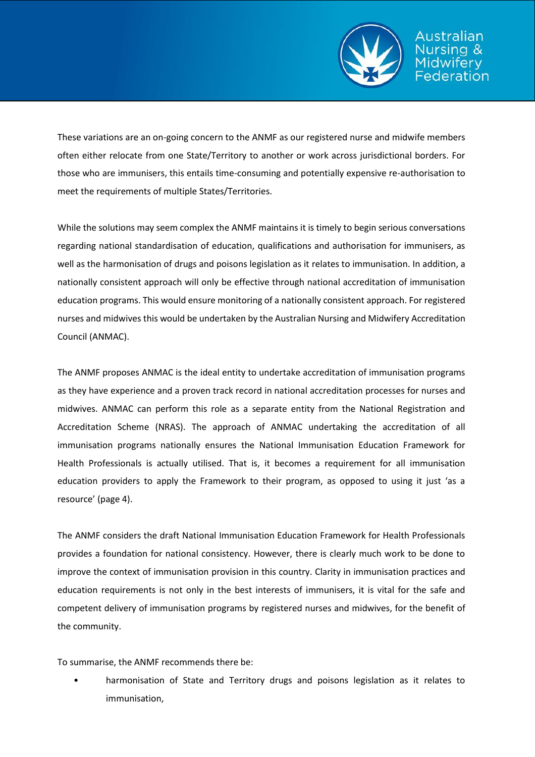These variations are an on-going concern to the ANMF as our registered nurse and midwife members often either relocate from one State/Territory to another or work across jurisdictional borders. For those who are immunisers, this entails time-consuming and potentially expensive re-authorisation to meet the requirements of multiple States/Territories.

While the solutions may seem complex the ANMF maintains it is timely to begin serious conversations regarding national standardisation of education, qualifications and authorisation for immunisers, as well as the harmonisation of drugs and poisons legislation as it relates to immunisation. In addition, a nationally consistent approach will only be effective through national accreditation of immunisation education programs. This would ensure monitoring of a nationally consistent approach. For registered nurses and midwives this would be undertaken by the Australian Nursing and Midwifery Accreditation Council (ANMAC).

The ANMF proposes ANMAC is the ideal entity to undertake accreditation of immunisation programs as they have experience and a proven track record in national accreditation processes for nurses and midwives. ANMAC can perform this role as a separate entity from the National Registration and Accreditation Scheme (NRAS). The approach of ANMAC undertaking the accreditation of all immunisation programs nationally ensures the National Immunisation Education Framework for Health Professionals is actually utilised. That is, it becomes a requirement for all immunisation education providers to apply the Framework to their program, as opposed to using it just 'as a resource' (page 4).

The ANMF considers the draft National Immunisation Education Framework for Health Professionals provides a foundation for national consistency. However, there is clearly much work to be done to improve the context of immunisation provision in this country. Clarity in immunisation practices and education requirements is not only in the best interests of immunisers, it is vital for the safe and competent delivery of immunisation programs by registered nurses and midwives, for the benefit of the community.

To summarise, the ANMF recommends there be:

- harmonisation of State and Territory drugs and poisons legislation as it relates to immunisation,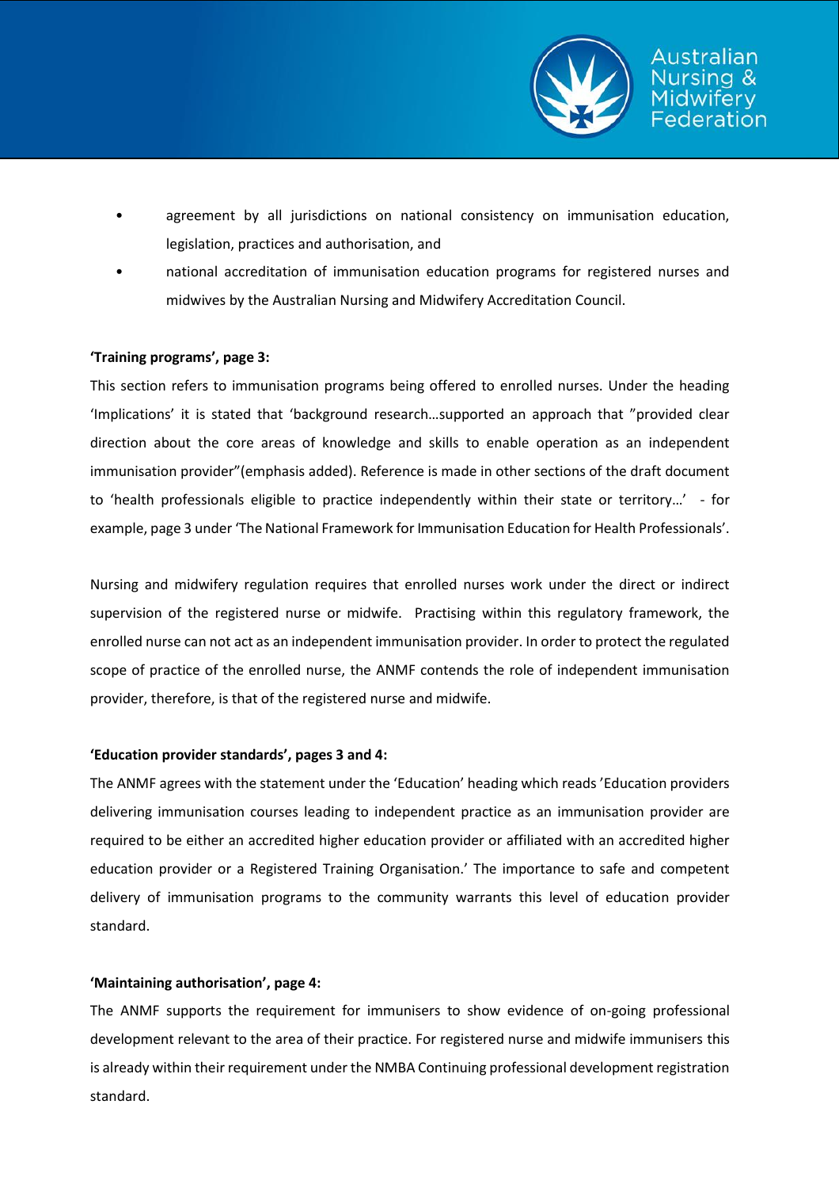- agreement by all jurisdictions on national consistency on immunisation education, legislation, practices and authorisation, and
- national accreditation of immunisation education programs for registered nurses and midwives by the Australian Nursing and Midwifery Accreditation Council.

**'Training programs', page 3:**

This section refers to immunisation programs being offered to enrolled nurses. Under the heading 'Implications' it is stated that 'background research…supported an approach that "provided clear direction about the core areas of knowledge and skills to enable operation as an independent immunisation provider"(emphasis added). Reference is made in other sections of the draft document to 'health professionals eligible to practice independently within their state or territory…' - for example, page 3 under 'The National Framework for Immunisation Education for Health Professionals'.

Nursing and midwifery regulation requires that enrolled nurses work under the direct or indirect supervision of the registered nurse or midwife. Practising within this regulatory framework, the enrolled nurse can not act as an independent immunisation provider. In order to protect the regulated scope of practice of the enrolled nurse, the ANMF contends the role of independent immunisation provider, therefore, is that of the registered nurse and midwife.

**'Education provider standards', pages 3 and 4:**

The ANMF agrees with the statement under the 'Education' heading which reads 'Education providers delivering immunisation courses leading to independent practice as an immunisation provider are required to be either an accredited higher education provider or affiliated with an accredited higher education provider or a Registered Training Organisation.' The importance to safe and competent delivery of immunisation programs to the community warrants this level of education provider standard.

**'Maintaining authorisation', page 4:**

The ANMF supports the requirement for immunisers to show evidence of on-going professional development relevant to the area of their practice. For registered nurse and midwife immunisers this is already within their requirement under the NMBA Continuing professional development registration standard.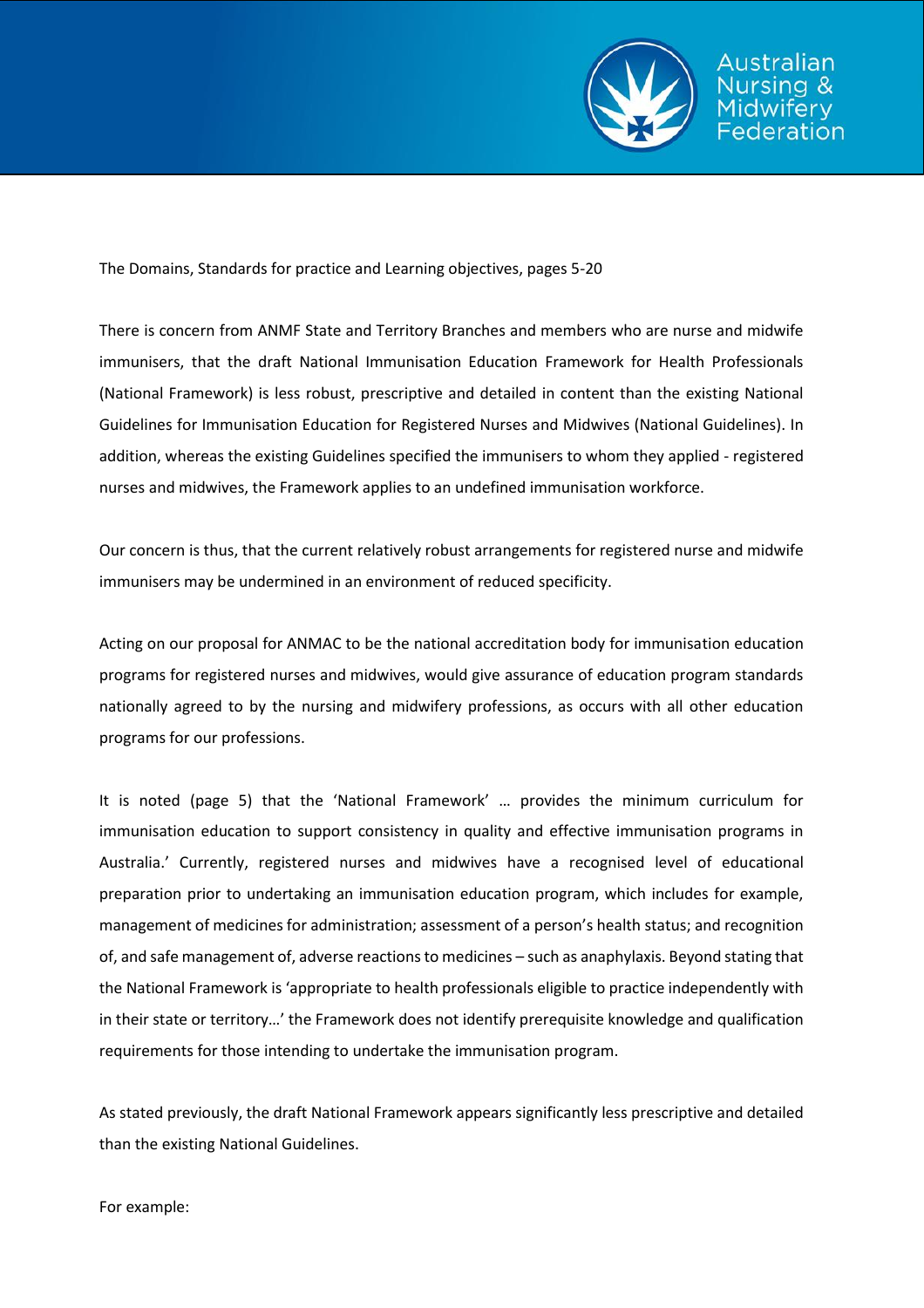The Domains, Standards for practice and Learning objectives, pages 5-20

There is concern from ANMF State and Territory Branches and members who are nurse and midwife immunisers, that the draft National Immunisation Education Framework for Health Professionals (National Framework) is less robust, prescriptive and detailed in content than the existing National Guidelines for Immunisation Education for Registered Nurses and Midwives (National Guidelines). In addition, whereas the existing Guidelines specified the immunisers to whom they applied - registered nurses and midwives, the Framework applies to an undefined immunisation workforce.

Our concern is thus, that the current relatively robust arrangements for registered nurse and midwife immunisers may be undermined in an environment of reduced specificity.

Acting on our proposal for ANMAC to be the national accreditation body for immunisation education programs for registered nurses and midwives, would give assurance of education program standards nationally agreed to by the nursing and midwifery professions, as occurs with all other education programs for our professions.

It is noted (page 5) that the 'National Framework' … provides the minimum curriculum for immunisation education to support consistency in quality and effective immunisation programs in Australia.' Currently, registered nurses and midwives have a recognised level of educational preparation prior to undertaking an immunisation education program, which includes for example, management of medicines for administration; assessment of a person's health status; and recognition of, and safe management of, adverse reactions to medicines – such as anaphylaxis. Beyond stating that the National Framework is 'appropriate to health professionals eligible to practice independently with in their state or territory…' the Framework does not identify prerequisite knowledge and qualification requirements for those intending to undertake the immunisation program.

As stated previously, the draft National Framework appears significantly less prescriptive and detailed than the existing National Guidelines.

For example: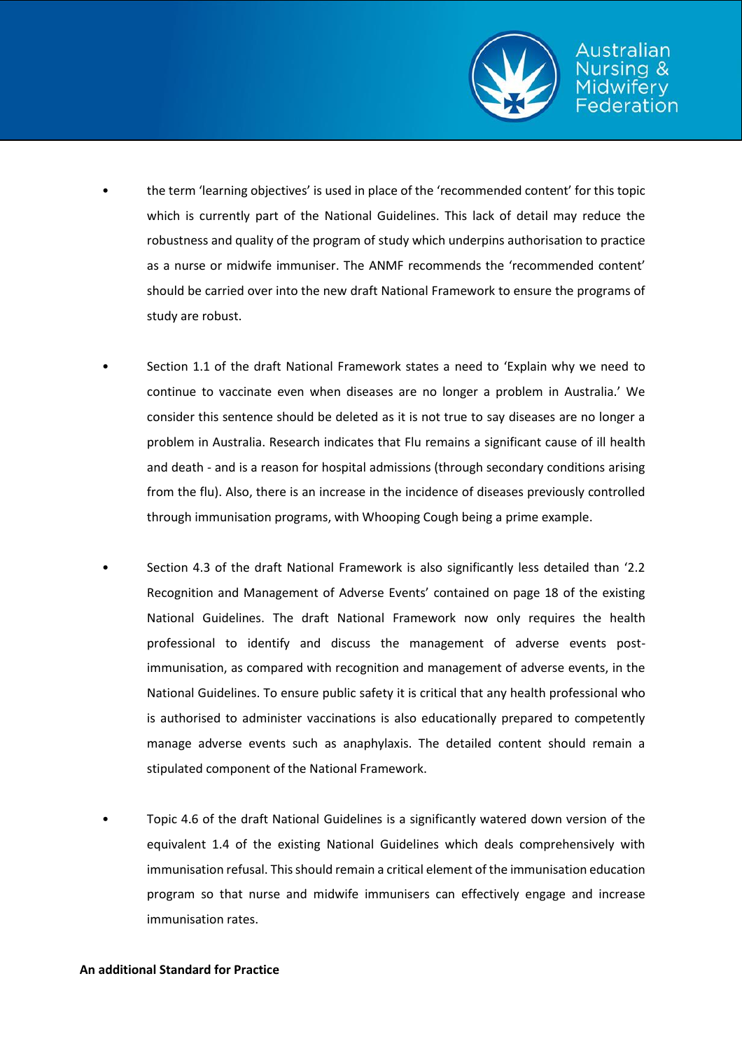- the term ‘learning objectives’ is used in place of the ‘recommended content’ for this topic which is currently part of the National Guidelines. This lack of detail may reduce the robustness and quality of the program of study which underpins authorisation to practice as a nurse or midwife immuniser. The ANMF recommends the ‘recommended content’ should be carried over into the new draft National Framework to ensure the programs of study are robust.

- Section 1.1 of the draft National Framework states a need to ‘Explain why we need to continue to vaccinate even when diseases are no longer a problem in Australia.’ We consider this sentence should be deleted as it is not true to say diseases are no longer a problem in Australia. Research indicates that Flu remains a significant cause of ill health and death - and is a reason for hospital admissions (through secondary conditions arising from the flu). Also, there is an increase in the incidence of diseases previously controlled through immunisation programs, with Whooping Cough being a prime example.

- Section 4.3 of the draft National Framework is also significantly less detailed than ‘2.2 Recognition and Management of Adverse Events’ contained on page 18 of the existing National Guidelines. The draft National Framework now only requires the health professional to identify and discuss the management of adverse events post-immunisation, as compared with recognition and management of adverse events, in the National Guidelines. To ensure public safety it is critical that any health professional who is authorised to administer vaccinations is also educationally prepared to competently manage adverse events such as anaphylaxis. The detailed content should remain a stipulated component of the National Framework.

- Topic 4.6 of the draft National Guidelines is a significantly watered down version of the equivalent 1.4 of the existing National Guidelines which deals comprehensively with immunisation refusal. This should remain a critical element of the immunisation education program so that nurse and midwife immunisers can effectively engage and increase immunisation rates.

**An additional Standard for Practice**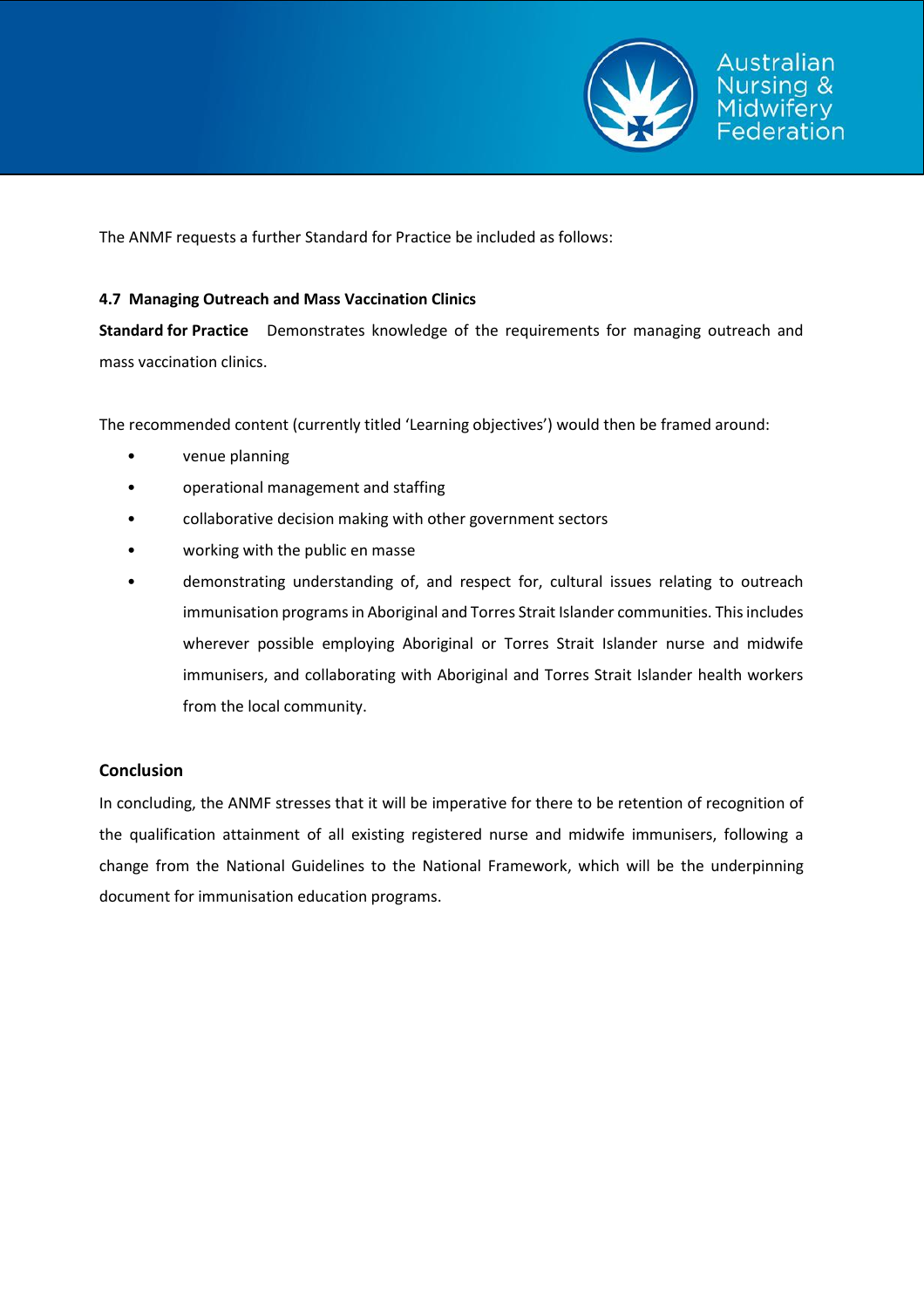The ANMF requests a further Standard for Practice be included as follows:

**4.7 Managing Outreach and Mass Vaccination Clinics**

**Standard for Practice** Demonstrates knowledge of the requirements for managing outreach and mass vaccination clinics.

The recommended content (currently titled 'Learning objectives') would then be framed around:

- venue planning
- operational management and staffing
- collaborative decision making with other government sectors
- working with the public en masse
- demonstrating understanding of, and respect for, cultural issues relating to outreach immunisation programs in Aboriginal and Torres Strait Islander communities. This includes wherever possible employing Aboriginal or Torres Strait Islander nurse and midwife immunisers, and collaborating with Aboriginal and Torres Strait Islander health workers from the local community.

## Conclusion

In concluding, the ANMF stresses that it will be imperative for there to be retention of recognition of the qualification attainment of all existing registered nurse and midwife immunisers, following a change from the National Guidelines to the National Framework, which will be the underpinning document for immunisation education programs.